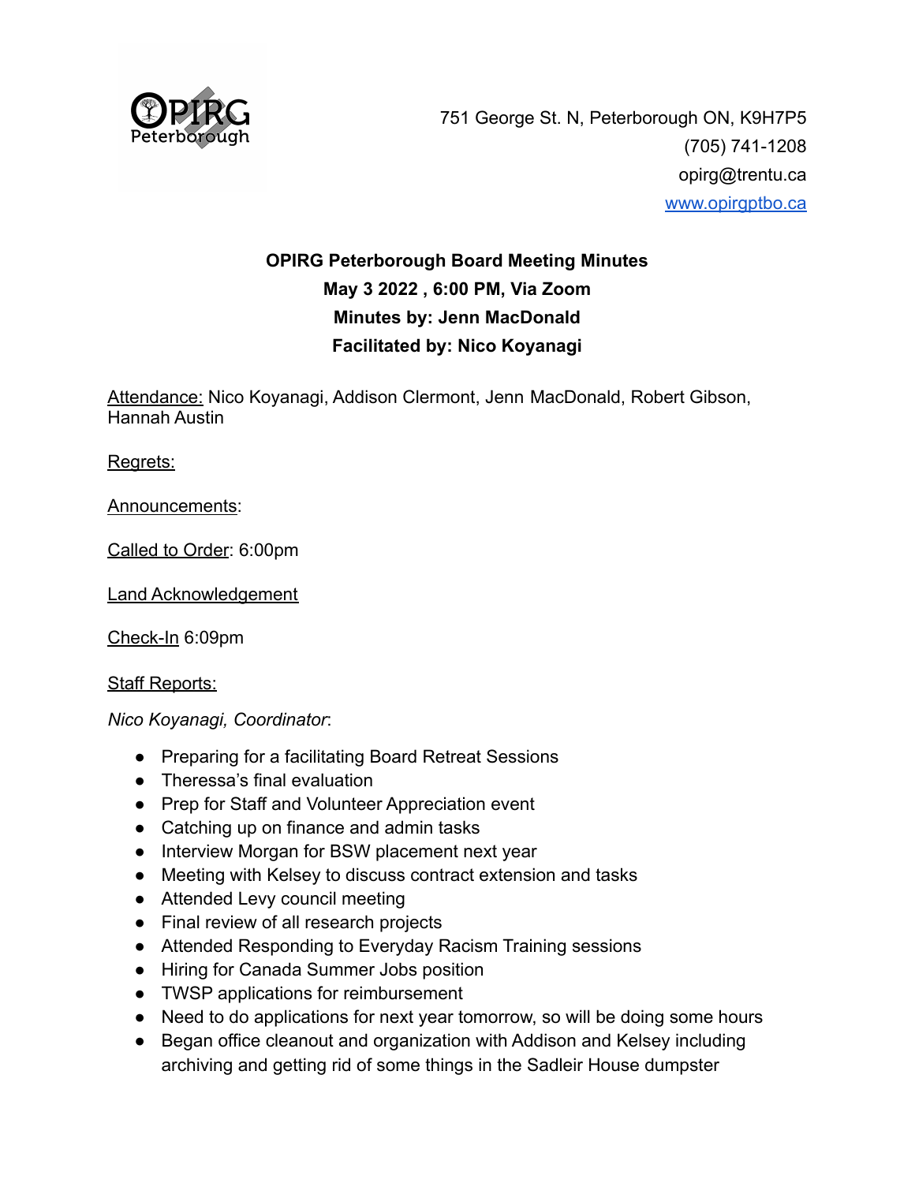OPIRG Peterborough

751 George St. N, Peterborough ON, K9H7P5
(705) 741-1208
opirg@trentu.ca
www.opirgptbo.ca

**OPIRG Peterborough Board Meeting Minutes**
**May 3 2022 , 6:00 PM, Via Zoom**
**Minutes by: Jenn MacDonald**
**Facilitated by: Nico Koyanagi**

Attendance: Nico Koyanagi, Addison Clermont, Jenn MacDonald, Robert Gibson, Hannah Austin

Regrets:

Announcements:

Called to Order: 6:00pm

Land Acknowledgement

Check-In 6:09pm

Staff Reports:

*Nico Koyanagi, Coordinator*:

- Preparing for a facilitating Board Retreat Sessions
- Theressa's final evaluation
- Prep for Staff and Volunteer Appreciation event
- Catching up on finance and admin tasks
- Interview Morgan for BSW placement next year
- Meeting with Kelsey to discuss contract extension and tasks
- Attended Levy council meeting
- Final review of all research projects
- Attended Responding to Everyday Racism Training sessions
- Hiring for Canada Summer Jobs position
- TWSP applications for reimbursement
- Need to do applications for next year tomorrow, so will be doing some hours
- Began office cleanout and organization with Addison and Kelsey including archiving and getting rid of some things in the Sadleir House dumpster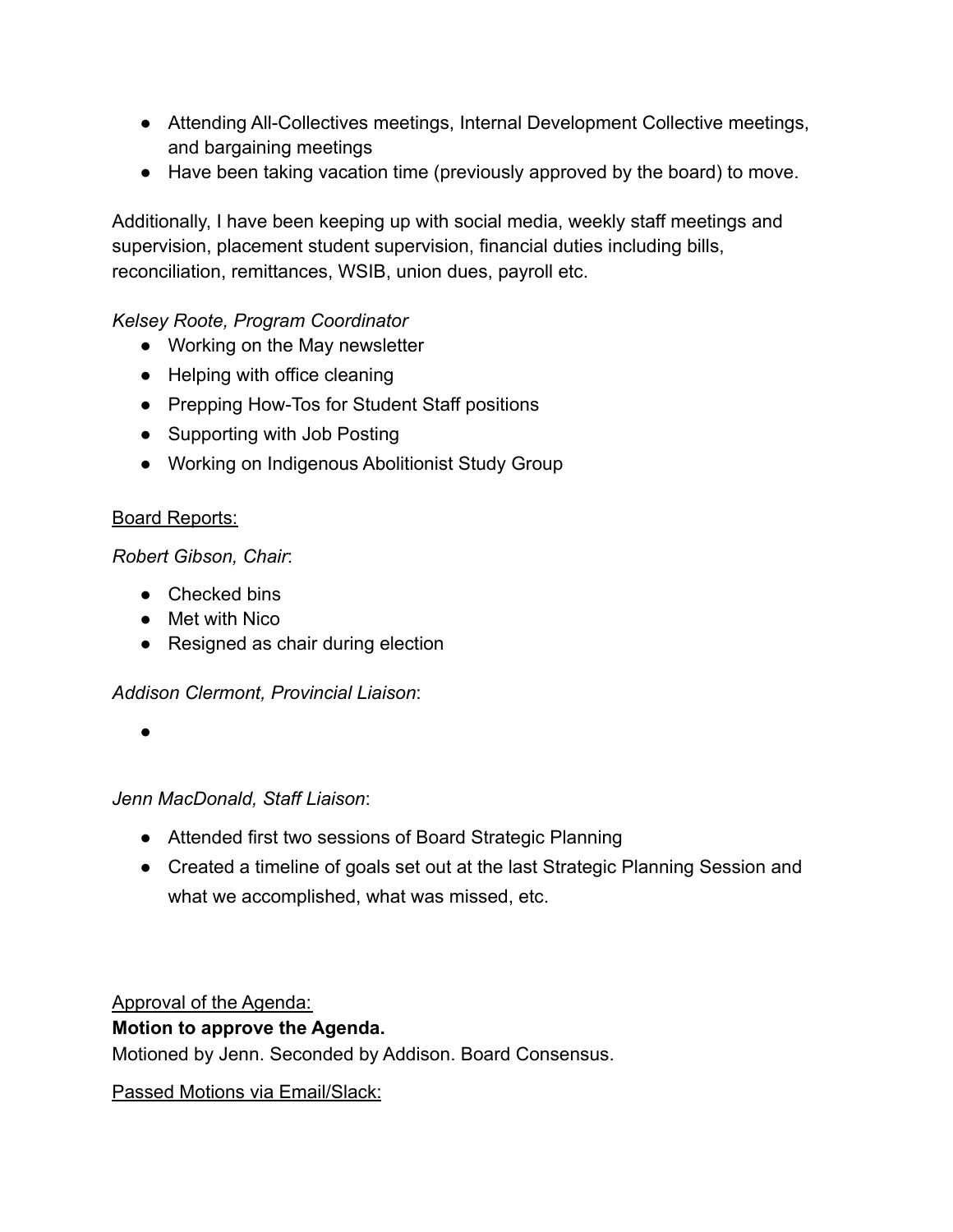- Attending All-Collectives meetings, Internal Development Collective meetings, and bargaining meetings
- Have been taking vacation time (previously approved by the board) to move.

Additionally, I have been keeping up with social media, weekly staff meetings and supervision, placement student supervision, financial duties including bills, reconciliation, remittances, WSIB, union dues, payroll etc.

*Kelsey Roote, Program Coordinator*

- Working on the May newsletter
- Helping with office cleaning
- Prepping How-Tos for Student Staff positions
- Supporting with Job Posting
- Working on Indigenous Abolitionist Study Group

<u>Board Reports:</u>

*Robert Gibson, Chair*:

- Checked bins
- Met with Nico
- Resigned as chair during election

*Addison Clermont, Provincial Liaison*:

-

*Jenn MacDonald, Staff Liaison*:

- Attended first two sessions of Board Strategic Planning
- Created a timeline of goals set out at the last Strategic Planning Session and what we accomplished, what was missed, etc.

<u>Approval of the Agenda:</u>

**Motion to approve the Agenda.**

Motioned by Jenn. Seconded by Addison. Board Consensus.

<u>Passed Motions via Email/Slack:</u>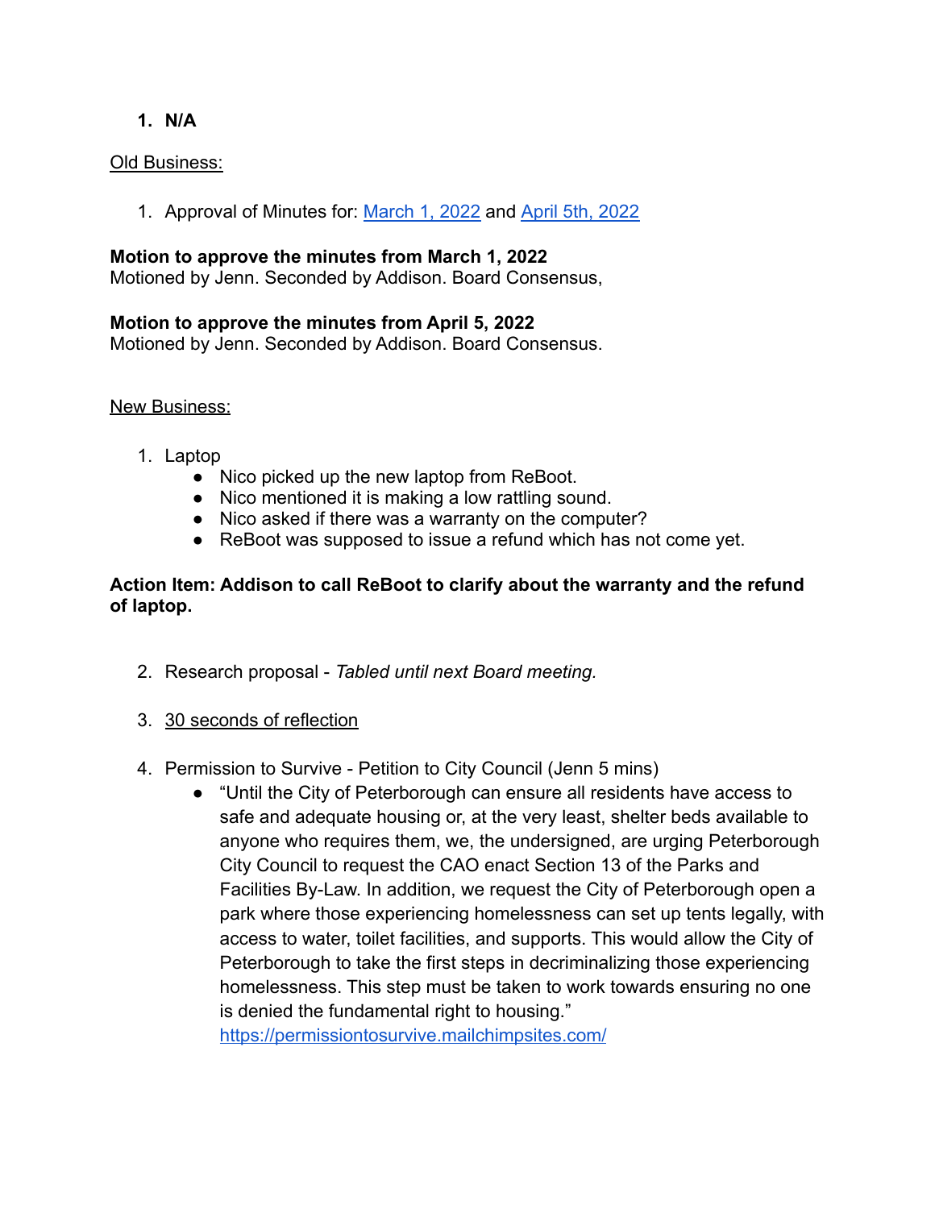1. **N/A**

Old Business:

1. Approval of Minutes for: March 1, 2022 and April 5th, 2022

**Motion to approve the minutes from March 1, 2022**
Motioned by Jenn. Seconded by Addison. Board Consensus,

**Motion to approve the minutes from April 5, 2022**
Motioned by Jenn. Seconded by Addison. Board Consensus.

New Business:

1. Laptop
   - Nico picked up the new laptop from ReBoot.
   - Nico mentioned it is making a low rattling sound.
   - Nico asked if there was a warranty on the computer?
   - ReBoot was supposed to issue a refund which has not come yet.

**Action Item: Addison to call ReBoot to clarify about the warranty and the refund of laptop.**

2. Research proposal - *Tabled until next Board meeting.*

3. 30 seconds of reflection

4. Permission to Survive - Petition to City Council (Jenn 5 mins)
   - "Until the City of Peterborough can ensure all residents have access to safe and adequate housing or, at the very least, shelter beds available to anyone who requires them, we, the undersigned, are urging Peterborough City Council to request the CAO enact Section 13 of the Parks and Facilities By-Law. In addition, we request the City of Peterborough open a park where those experiencing homelessness can set up tents legally, with access to water, toilet facilities, and supports. This would allow the City of Peterborough to take the first steps in decriminalizing those experiencing homelessness. This step must be taken to work towards ensuring no one is denied the fundamental right to housing."
     https://permissiontosurvive.mailchimpsites.com/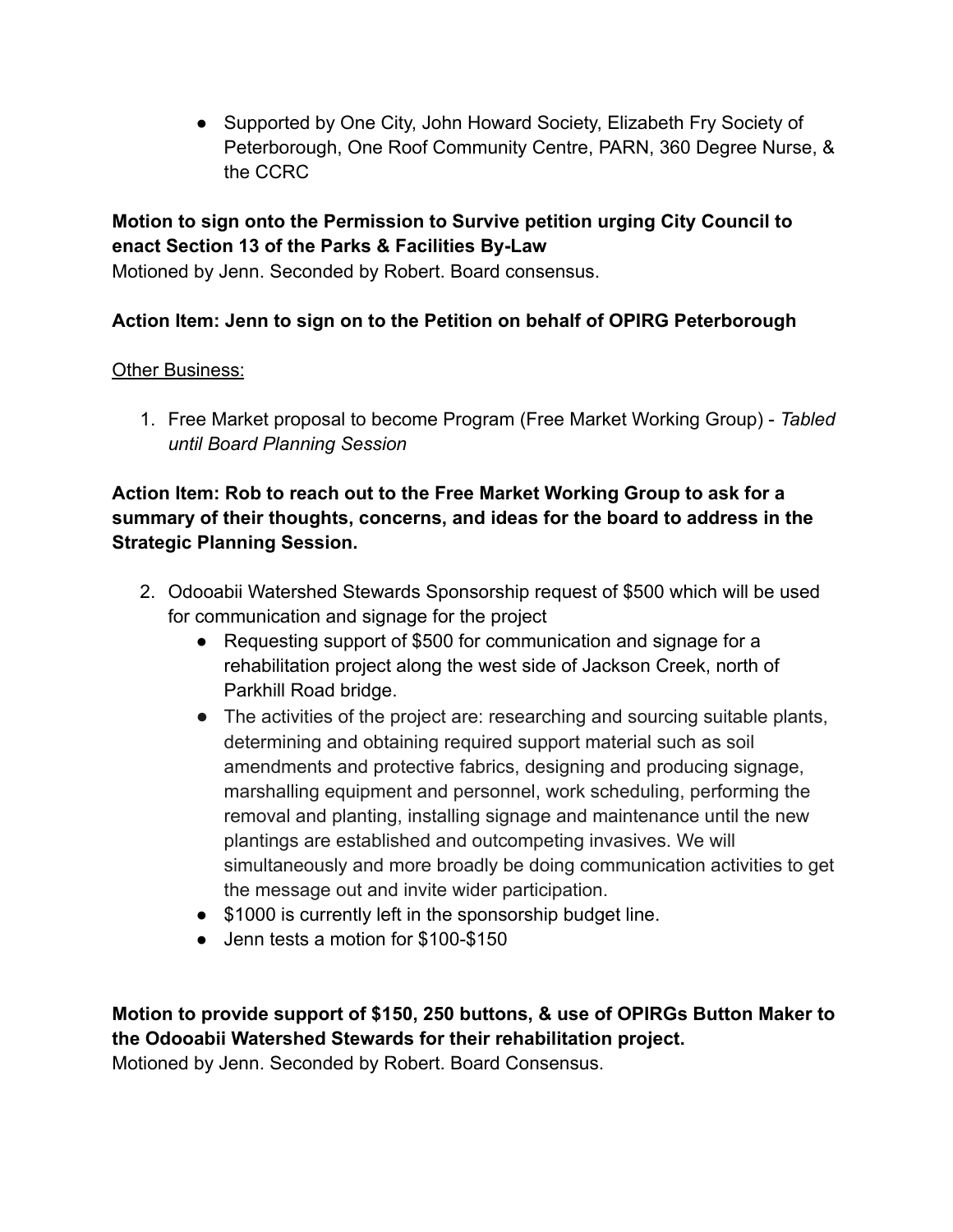- Supported by One City, John Howard Society, Elizabeth Fry Society of Peterborough, One Roof Community Centre, PARN, 360 Degree Nurse, & the CCRC

**Motion to sign onto the Permission to Survive petition urging City Council to enact Section 13 of the Parks & Facilities By-Law**
Motioned by Jenn. Seconded by Robert. Board consensus.

**Action Item: Jenn to sign on to the Petition on behalf of OPIRG Peterborough**

<u>Other Business:</u>

1. Free Market proposal to become Program (Free Market Working Group) - *Tabled until Board Planning Session*

**Action Item: Rob to reach out to the Free Market Working Group to ask for a summary of their thoughts, concerns, and ideas for the board to address in the Strategic Planning Session.**

2. Odooabii Watershed Stewards Sponsorship request of $500 which will be used for communication and signage for the project
   - Requesting support of $500 for communication and signage for a rehabilitation project along the west side of Jackson Creek, north of Parkhill Road bridge.
   - The activities of the project are: researching and sourcing suitable plants, determining and obtaining required support material such as soil amendments and protective fabrics, designing and producing signage, marshalling equipment and personnel, work scheduling, performing the removal and planting, installing signage and maintenance until the new plantings are established and outcompeting invasives. We will simultaneously and more broadly be doing communication activities to get the message out and invite wider participation.
   - $1000 is currently left in the sponsorship budget line.
   - Jenn tests a motion for $100-$150

**Motion to provide support of $150, 250 buttons, & use of OPIRGs Button Maker to the Odooabii Watershed Stewards for their rehabilitation project.**
Motioned by Jenn. Seconded by Robert. Board Consensus.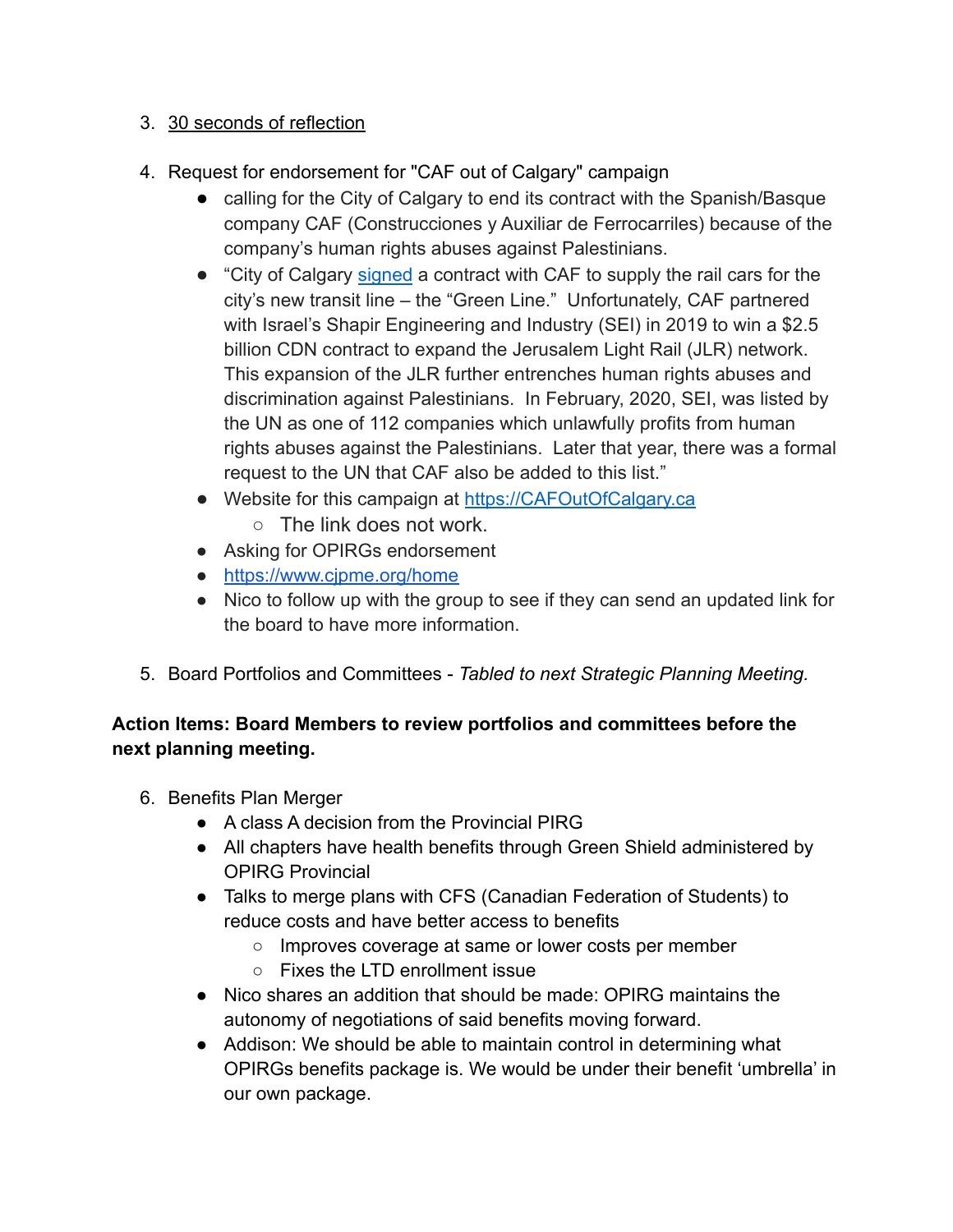3. 30 seconds of reflection

4. Request for endorsement for "CAF out of Calgary" campaign
    - calling for the City of Calgary to end its contract with the Spanish/Basque company CAF (Construcciones y Auxiliar de Ferrocarriles) because of the company's human rights abuses against Palestinians.
    - "City of Calgary signed a contract with CAF to supply the rail cars for the city's new transit line – the "Green Line." Unfortunately, CAF partnered with Israel's Shapir Engineering and Industry (SEI) in 2019 to win a $2.5 billion CDN contract to expand the Jerusalem Light Rail (JLR) network. This expansion of the JLR further entrenches human rights abuses and discrimination against Palestinians. In February, 2020, SEI, was listed by the UN as one of 112 companies which unlawfully profits from human rights abuses against the Palestinians. Later that year, there was a formal request to the UN that CAF also be added to this list."
    - Website for this campaign at https://CAFOutOfCalgary.ca
        - The link does not work.
    - Asking for OPIRGs endorsement
    - https://www.cjpme.org/home
    - Nico to follow up with the group to see if they can send an updated link for the board to have more information.

5. Board Portfolios and Committees - *Tabled to next Strategic Planning Meeting.*

**Action Items: Board Members to review portfolios and committees before the next planning meeting.**

6. Benefits Plan Merger
    - A class A decision from the Provincial PIRG
    - All chapters have health benefits through Green Shield administered by OPIRG Provincial
    - Talks to merge plans with CFS (Canadian Federation of Students) to reduce costs and have better access to benefits
        - Improves coverage at same or lower costs per member
        - Fixes the LTD enrollment issue
    - Nico shares an addition that should be made: OPIRG maintains the autonomy of negotiations of said benefits moving forward.
    - Addison: We should be able to maintain control in determining what OPIRGs benefits package is. We would be under their benefit 'umbrella' in our own package.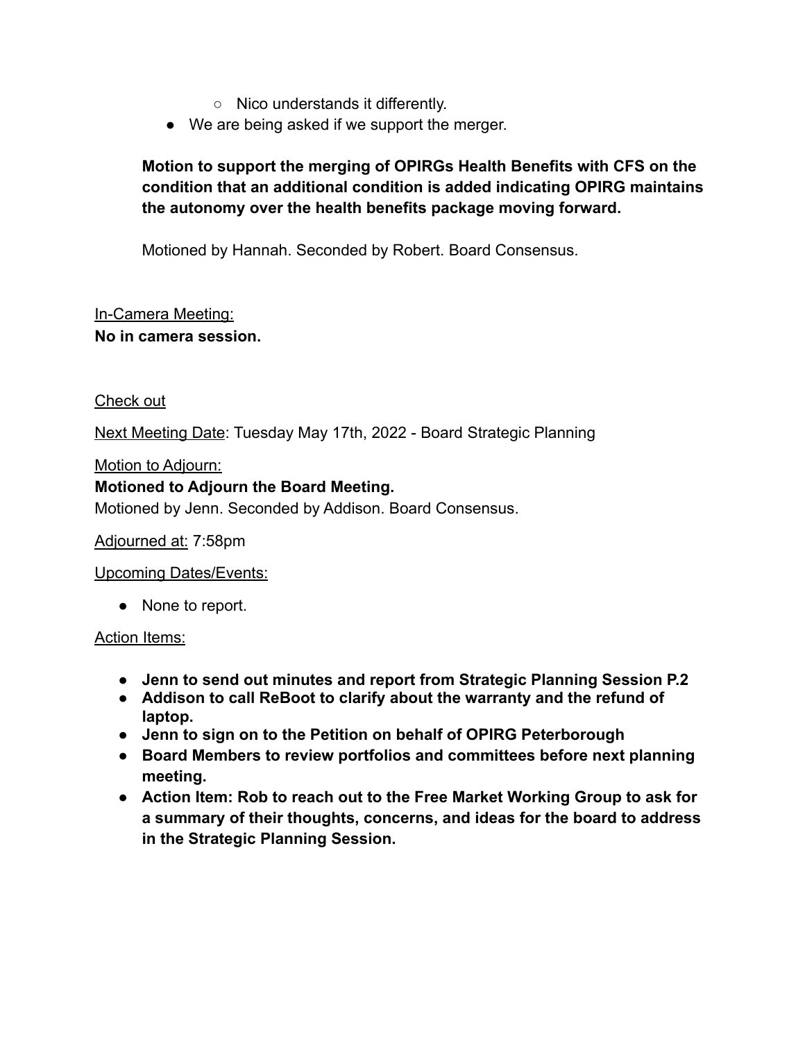- Nico understands it differently.
- We are being asked if we support the merger.

**Motion to support the merging of OPIRGs Health Benefits with CFS on the condition that an additional condition is added indicating OPIRG maintains the autonomy over the health benefits package moving forward.**

Motioned by Hannah. Seconded by Robert. Board Consensus.

In-Camera Meeting:
**No in camera session.**

Check out

Next Meeting Date: Tuesday May 17th, 2022 - Board Strategic Planning

Motion to Adjourn:
**Motioned to Adjourn the Board Meeting.**
Motioned by Jenn. Seconded by Addison. Board Consensus.

Adjourned at: 7:58pm

Upcoming Dates/Events:

- None to report.

Action Items:

- **Jenn to send out minutes and report from Strategic Planning Session P.2**
- **Addison to call ReBoot to clarify about the warranty and the refund of laptop.**
- **Jenn to sign on to the Petition on behalf of OPIRG Peterborough**
- **Board Members to review portfolios and committees before next planning meeting.**
- **Action Item: Rob to reach out to the Free Market Working Group to ask for a summary of their thoughts, concerns, and ideas for the board to address in the Strategic Planning Session.**